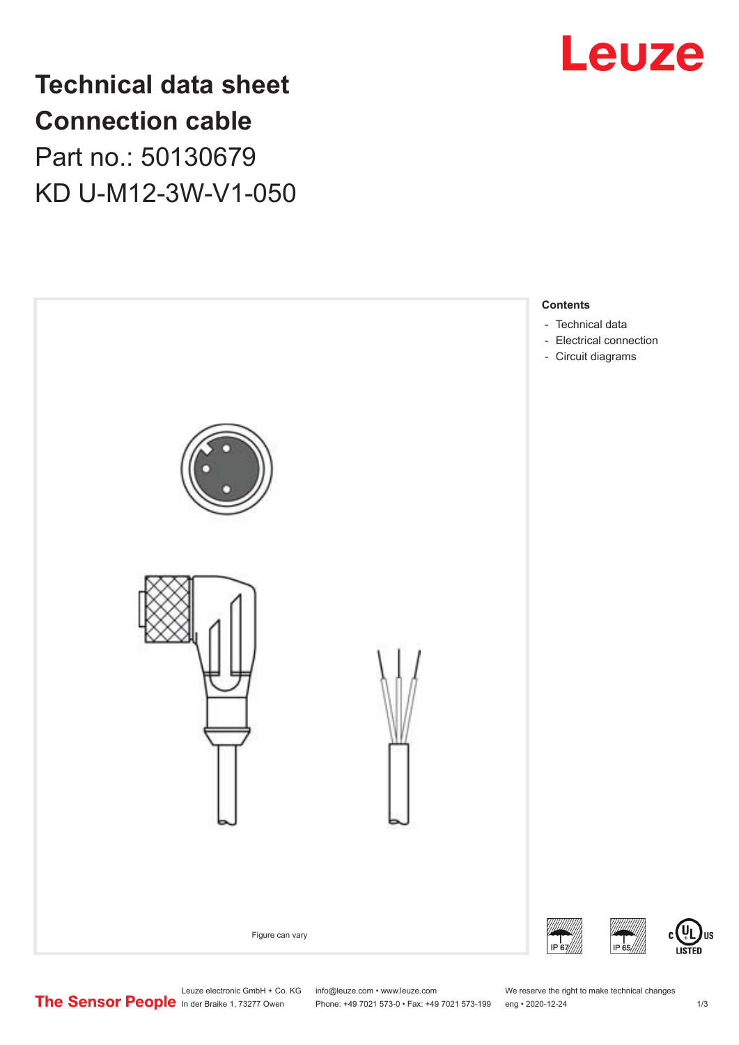# Technical data sheet
# Connection cable

Part no.: 50130679

KD U-M12-3W-V1-050

Figure can vary

**Contents**

- Technical data
- Electrical connection
- Circuit diagrams

Leuze electronic GmbH + Co. KG
In der Braike 1, 73277 Owen

info@leuze.com • www.leuze.com
Phone: +49 7021 573-0 • Fax: +49 7021 573-199

We reserve the right to make technical changes
eng • 2020-12-24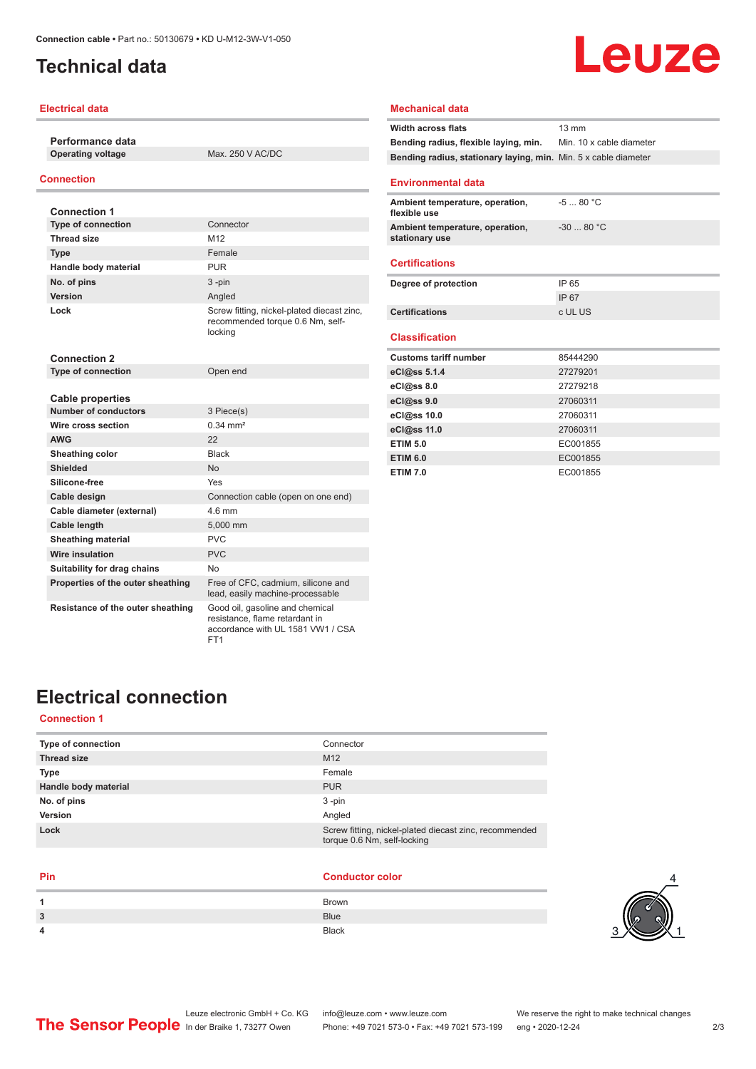# Technical data

## Electrical data

| Performance data | |
|---|---|
| Operating voltage | Max. 250 V AC/DC |

## Connection

| Connection 1 | |
|---|---|
| Type of connection | Connector |
| Thread size | M12 |
| Type | Female |
| Handle body material | PUR |
| No. of pins | 3 -pin |
| Version | Angled |
| Lock | Screw fitting, nickel-plated diecast zinc, recommended torque 0.6 Nm, self-locking |

| Connection 2 | |
|---|---|
| Type of connection | Open end |

| Cable properties | |
|---|---|
| Number of conductors | 3 Piece(s) |
| Wire cross section | 0.34 mm² |
| AWG | 22 |
| Sheathing color | Black |
| Shielded | No |
| Silicone-free | Yes |
| Cable design | Connection cable (open on one end) |
| Cable diameter (external) | 4.6 mm |
| Cable length | 5,000 mm |
| Sheathing material | PVC |
| Wire insulation | PVC |
| Suitability for drag chains | No |
| Properties of the outer sheathing | Free of CFC, cadmium, silicone and lead, easily machine-processable |
| Resistance of the outer sheathing | Good oil, gasoline and chemical resistance, flame retardant in accordance with UL 1581 VW1 / CSA FT1 |

## Mechanical data

| | |
|---|---|
| Width across flats | 13 mm |
| Bending radius, flexible laying, min. | Min. 10 x cable diameter |
| Bending radius, stationary laying, min. | Min. 5 x cable diameter |

## Environmental data

| | |
|---|---|
| Ambient temperature, operation, flexible use | -5 ... 80 °C |
| Ambient temperature, operation, stationary use | -30 ... 80 °C |

## Certifications

| | |
|---|---|
| Degree of protection | IP 65 |
| | IP 67 |
| Certifications | c UL US |

## Classification

| | |
|---|---|
| Customs tariff number | 85444290 |
| eCl@ss 5.1.4 | 27279201 |
| eCl@ss 8.0 | 27279218 |
| eCl@ss 9.0 | 27060311 |
| eCl@ss 10.0 | 27060311 |
| eCl@ss 11.0 | 27060311 |
| ETIM 5.0 | EC001855 |
| ETIM 6.0 | EC001855 |
| ETIM 7.0 | EC001855 |

# Electrical connection

## Connection 1

| | |
|---|---|
| Type of connection | Connector |
| Thread size | M12 |
| Type | Female |
| Handle body material | PUR |
| No. of pins | 3 -pin |
| Version | Angled |
| Lock | Screw fitting, nickel-plated diecast zinc, recommended torque 0.6 Nm, self-locking |

| Pin | Conductor color |
|---|---|
| 1 | Brown |
| 3 | Blue |
| 4 | Black |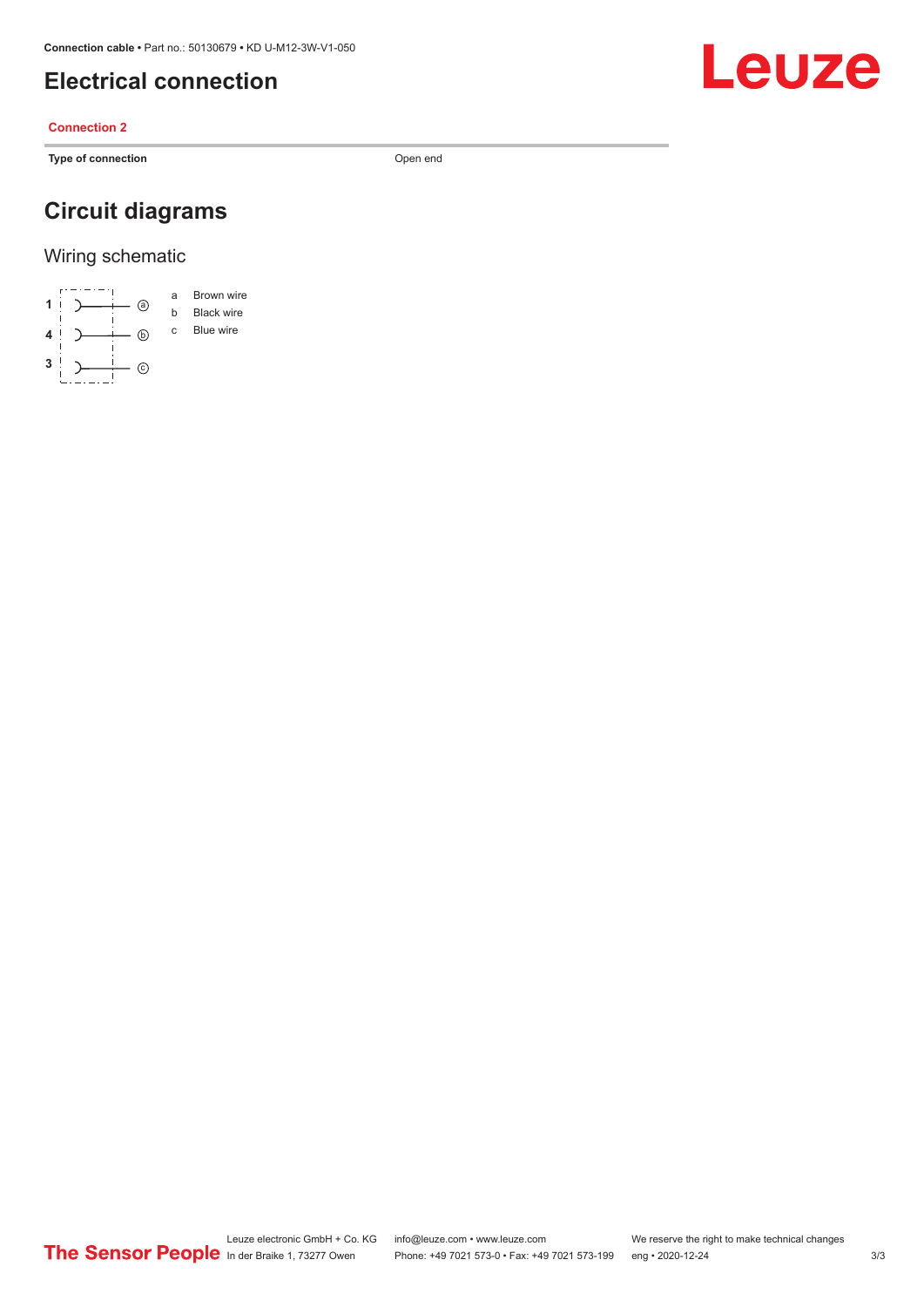# Electrical connection

**Connection 2**

| | |
|---|---|
| **Type of connection** | Open end |

# Circuit diagrams

## Wiring schematic

1
4
3
a
b
c

| | |
|---|---|
| a | Brown wire |
| b | Black wire |
| c | Blue wire |